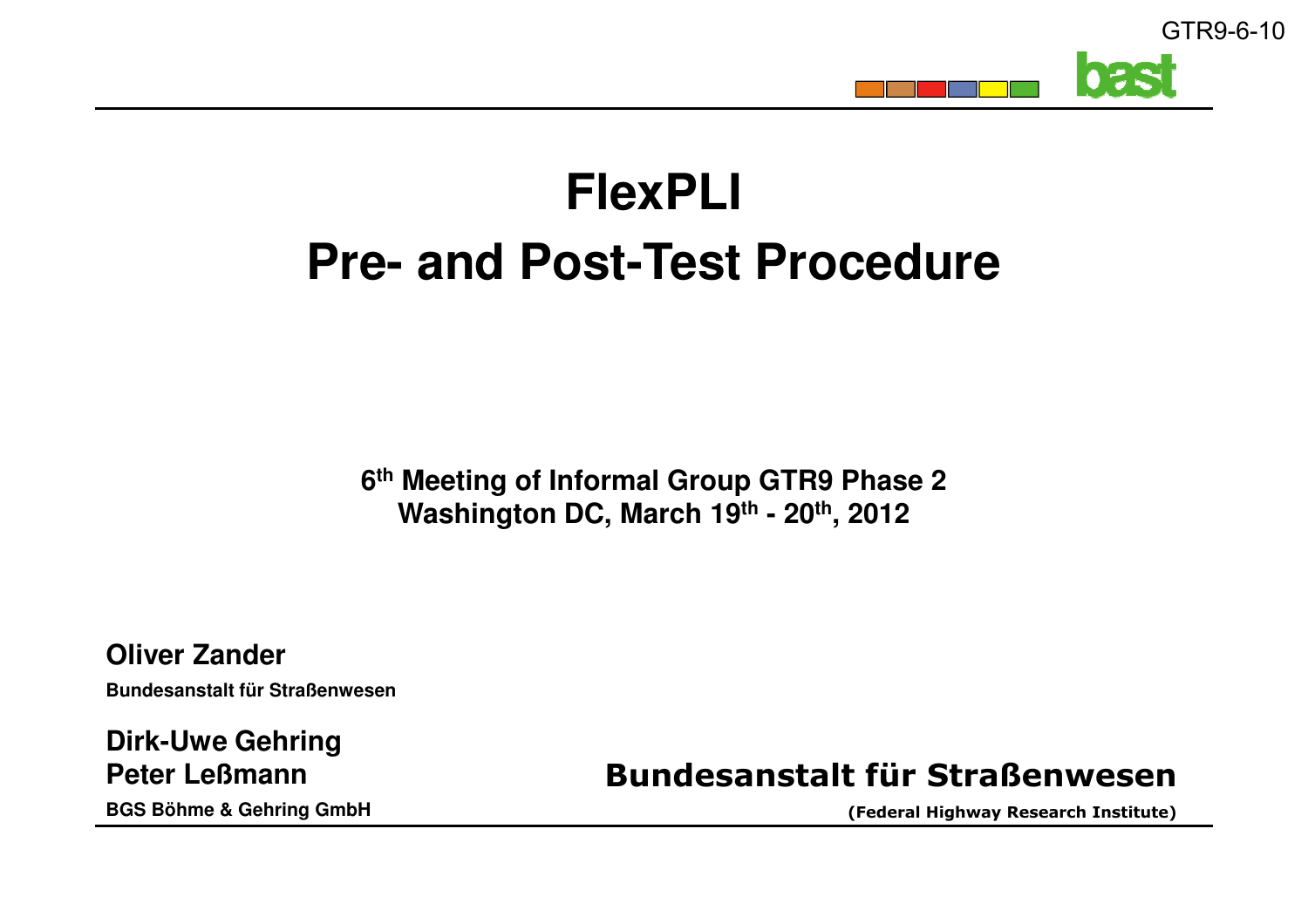GTR9-6-10

# FlexPLI
# Pre- and Post-Test Procedure

**6th Meeting of Informal Group GTR9 Phase 2**
**Washington DC, March 19th - 20th, 2012**

**Oliver Zander**
**Bundesanstalt für Straßenwesen**

**Dirk-Uwe Gehring**
**Peter Leßmann**
**BGS Böhme & Gehring GmbH**

**Bundesanstalt für Straßenwesen**
**(Federal Highway Research Institute)**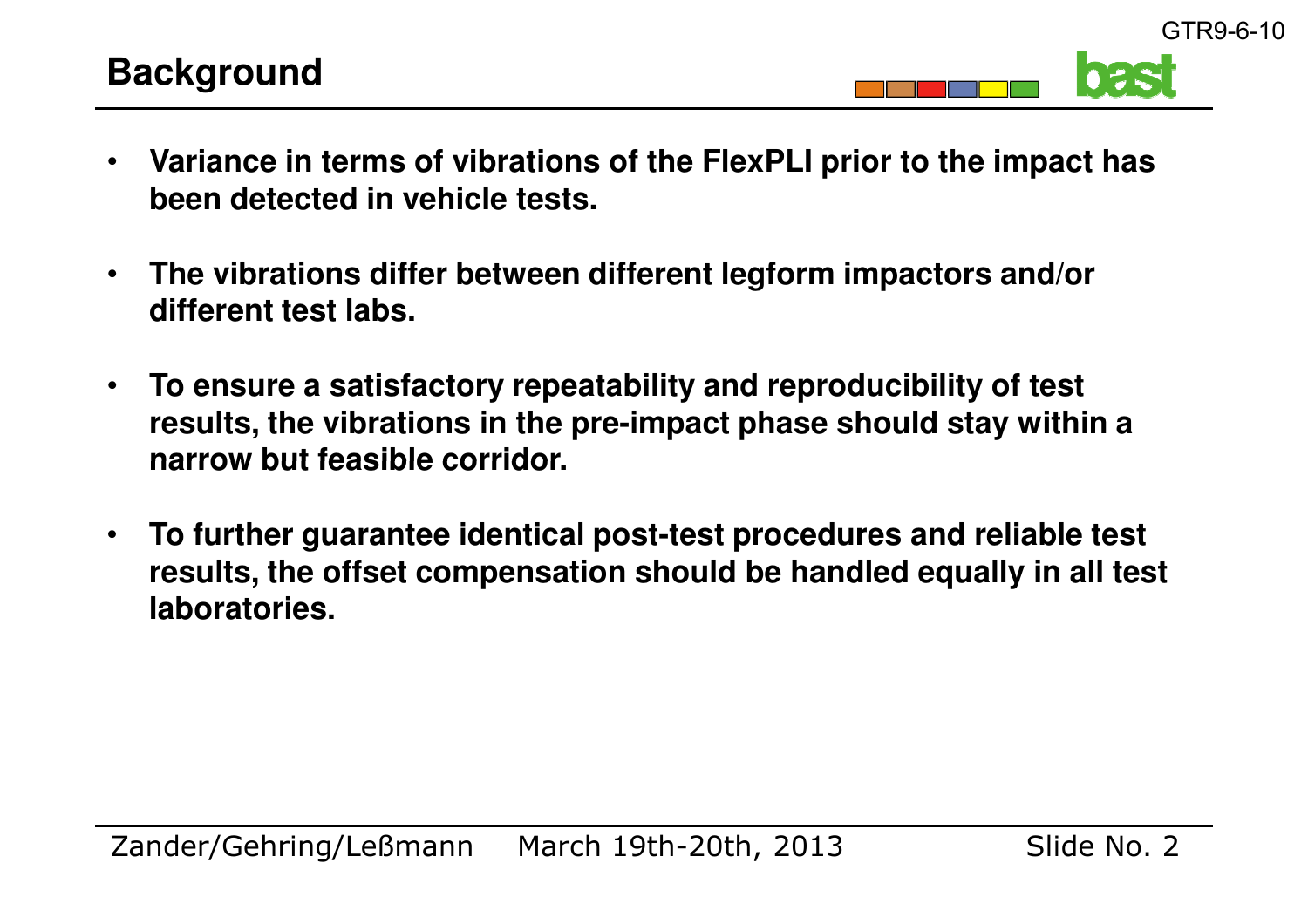## Background

- **Variance in terms of vibrations of the FlexPLI prior to the impact has been detected in vehicle tests.**

- **The vibrations differ between different legform impactors and/or different test labs.**

- **To ensure a satisfactory repeatability and reproducibility of test results, the vibrations in the pre-impact phase should stay within a narrow but feasible corridor.**

- **To further guarantee identical post-test procedures and reliable test results, the offset compensation should be handled equally in all test laboratories.**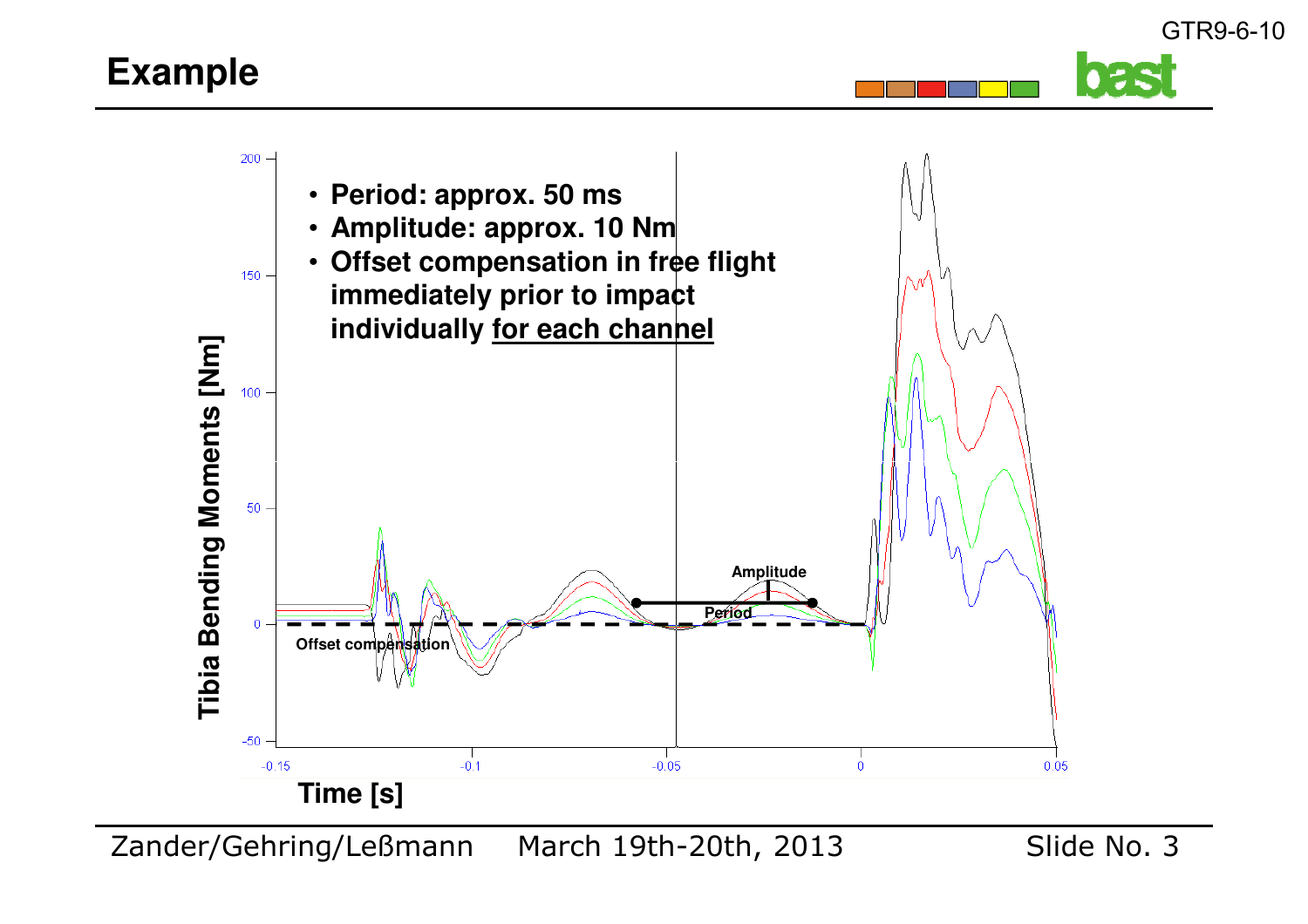# Example

- **Period: approx. 50 ms**
- **Amplitude: approx. 10 Nm**
- **Offset compensation in free flight immediately prior to impact individually <u>for each channel</u>**

Tibia Bending Moments [Nm]

Amplitude

Period

Offset compensation

Time [s]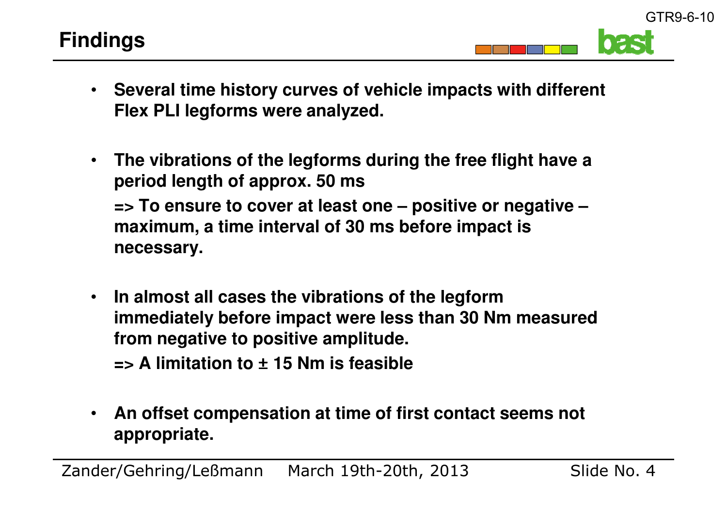# Findings

- **Several time history curves of vehicle impacts with different Flex PLI legforms were analyzed.**

- **The vibrations of the legforms during the free flight have a period length of approx. 50 ms**

  **=> To ensure to cover at least one – positive or negative – maximum, a time interval of 30 ms before impact is necessary.**

- **In almost all cases the vibrations of the legform immediately before impact were less than 30 Nm measured from negative to positive amplitude.**

  **=> A limitation to ± 15 Nm is feasible**

- **An offset compensation at time of first contact seems not appropriate.**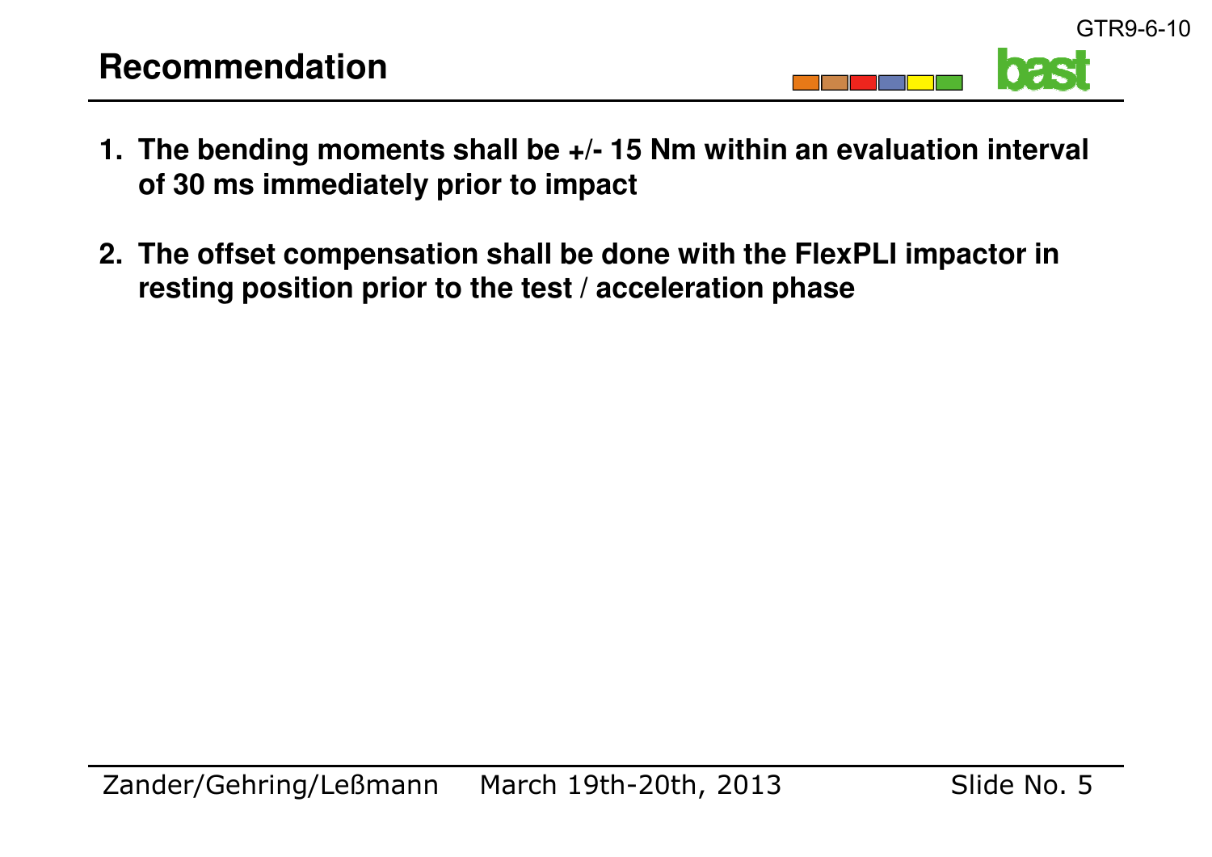# Recommendation

1. **The bending moments shall be +/- 15 Nm within an evaluation interval of 30 ms immediately prior to impact**

2. **The offset compensation shall be done with the FlexPLI impactor in resting position prior to the test / acceleration phase**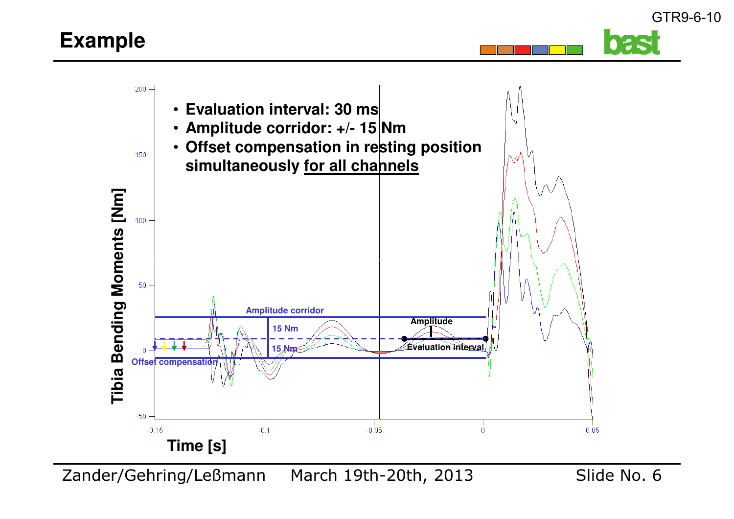# Example

- **Evaluation interval: 30 ms**
- **Amplitude corridor: +/- 15 Nm**
- **Offset compensation in resting position simultaneously for all channels**

Amplitude corridor

15 Nm

15 Nm

Amplitude

Evaluation interval

Offset compensation

Tibia Bending Moments [Nm]

Time [s]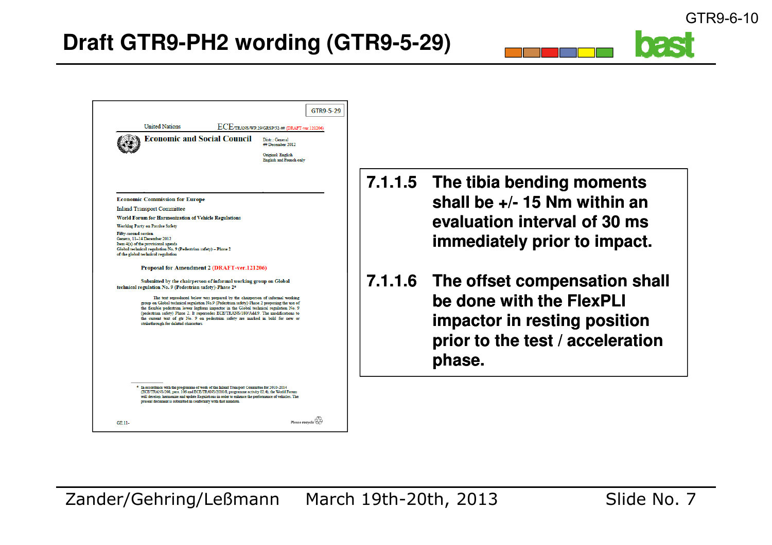GTR9-6-10

# Draft GTR9-PH2 wording (GTR9-5-29)

GTR9-5-29

United Nations ECE/TRANS/WP.29/GRSP/52-## (DRAFT-ver.121206)

**Economic and Social Council**

Distr.: General
## December 2012

Original: English
English and French only

**Economic Commission for Europe**

Inland Transport Committee

**World Forum for Harmonization of Vehicle Regulations**

Working Party on Passive Safety

**Fifty-second session**
Geneva, 11–14 December 2012
Item 4(a) of the provisional agenda
**Global technical regulation No. 9 (Pedestrian safety) – Phase 2 of the global technical regulation**

**Proposal for Amendment 2 (DRAFT-ver.121206)**

**Submitted by the chairperson of informal working group on Global technical regulation No. 9 (Pedestrian safety)-Phase 2***

The text reproduced below was prepared by the chairperson of informal working group on Global technical regulation No.9 (Pedestrian safety)-Phase 2 proposing the use of the flexible pedestrian lower legform impactor in the Global technical regulation No. 9 (pedestrian safety) Phase 2. It supersedes ECE/TRANS/180/Add.9. The modifications to the current text of gtr No. 9 on pedestrian safety are marked in bold for new or strikethrough for deleted characters.

* In accordance with the programme of work of the Inland Transport Committee for 2010–2014 (ECE/TRANS/208, para. 106 and ECE/TRANS/2010/8, programme activity 02.4), the World Forum will develop, harmonize and update Regulations in order to enhance the performance of vehicles. The present document is submitted in conformity with that mandate.

GE.11-

Please recycle

**7.1.1.5 The tibia bending moments shall be +/- 15 Nm within an evaluation interval of 30 ms immediately prior to impact.**

**7.1.1.6 The offset compensation shall be done with the FlexPLI impactor in resting position prior to the test / acceleration phase.**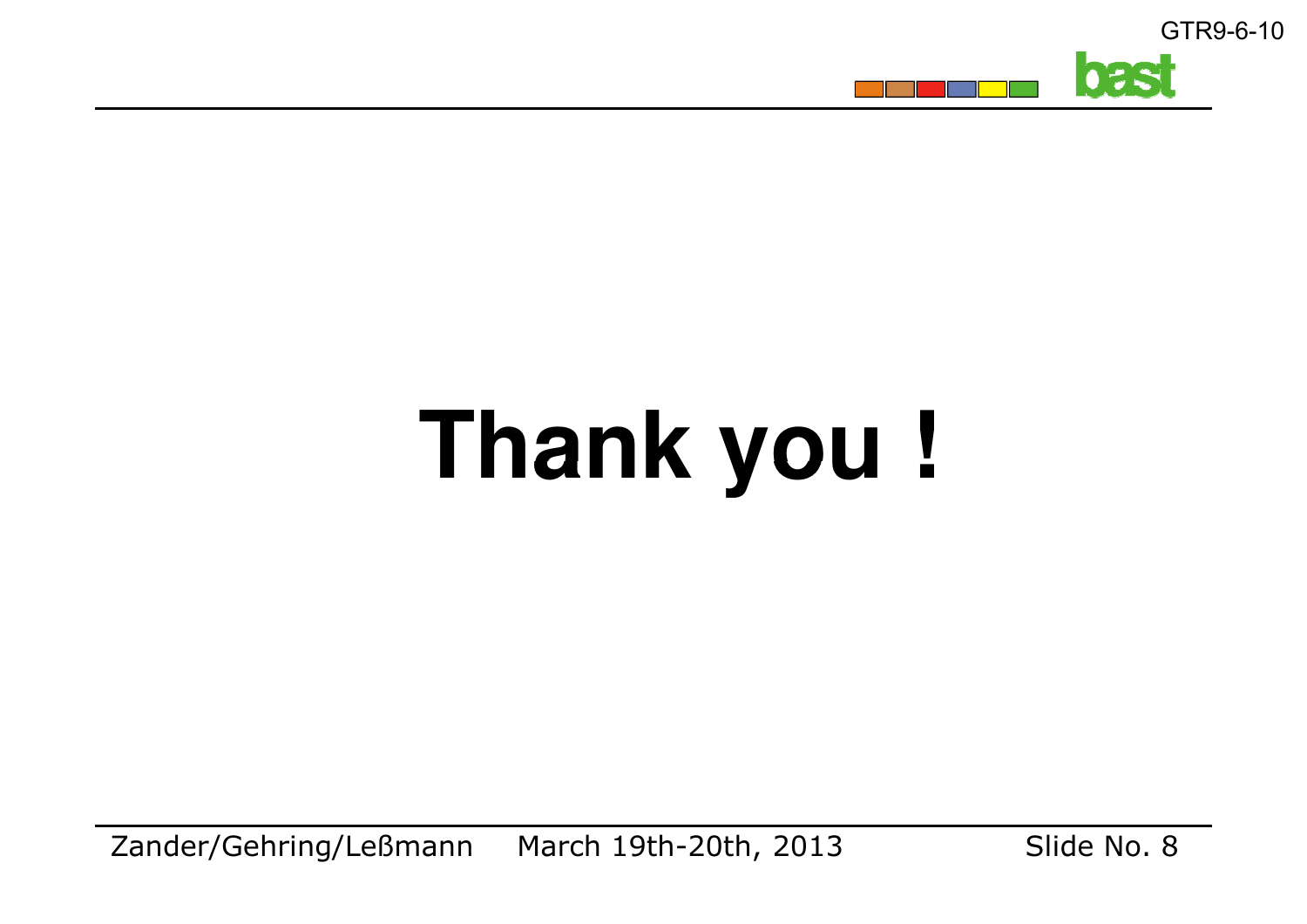# Thank you !